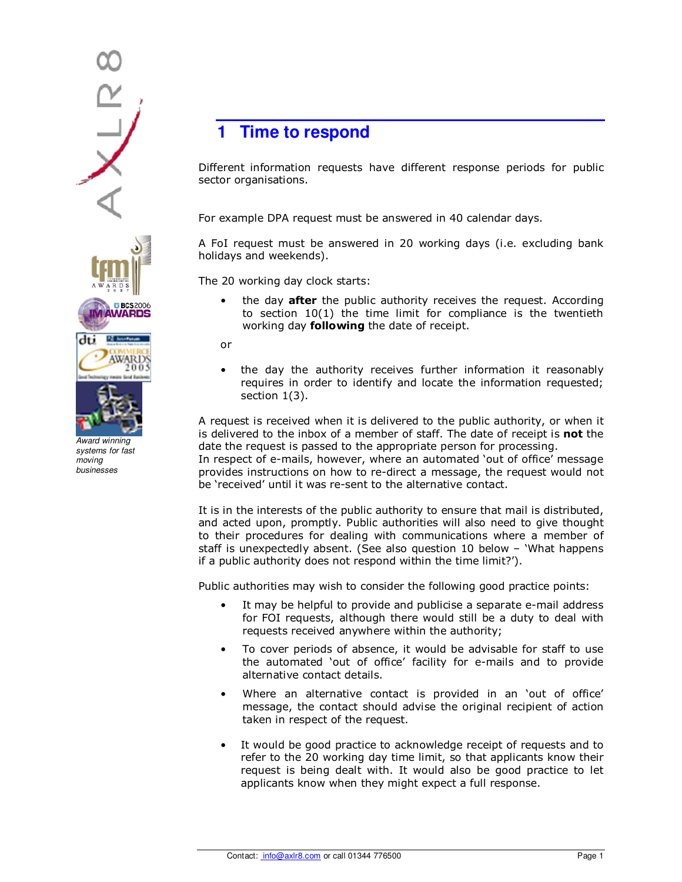# 1 Time to respond

Different information requests have different response periods for public sector organisations.

For example DPA request must be answered in 40 calendar days.

A FoI request must be answered in 20 working days (i.e. excluding bank holidays and weekends).

The 20 working day clock starts:

- the day **after** the public authority receives the request. According to section 10(1) the time limit for compliance is the twentieth working day **following** the date of receipt.

or

- the day the authority receives further information it reasonably requires in order to identify and locate the information requested; section 1(3).

A request is received when it is delivered to the public authority, or when it is delivered to the inbox of a member of staff. The date of receipt is **not** the date the request is passed to the appropriate person for processing.
In respect of e-mails, however, where an automated 'out of office' message provides instructions on how to re-direct a message, the request would not be 'received' until it was re-sent to the alternative contact.

It is in the interests of the public authority to ensure that mail is distributed, and acted upon, promptly. Public authorities will also need to give thought to their procedures for dealing with communications where a member of staff is unexpectedly absent. (See also question 10 below – 'What happens if a public authority does not respond within the time limit?').

Public authorities may wish to consider the following good practice points:

- It may be helpful to provide and publicise a separate e-mail address for FOI requests, although there would still be a duty to deal with requests received anywhere within the authority;
- To cover periods of absence, it would be advisable for staff to use the automated 'out of office' facility for e-mails and to provide alternative contact details.
- Where an alternative contact is provided in an 'out of office' message, the contact should advise the original recipient of action taken in respect of the request.
- It would be good practice to acknowledge receipt of requests and to refer to the 20 working day time limit, so that applicants know their request is being dealt with. It would also be good practice to let applicants know when they might expect a full response.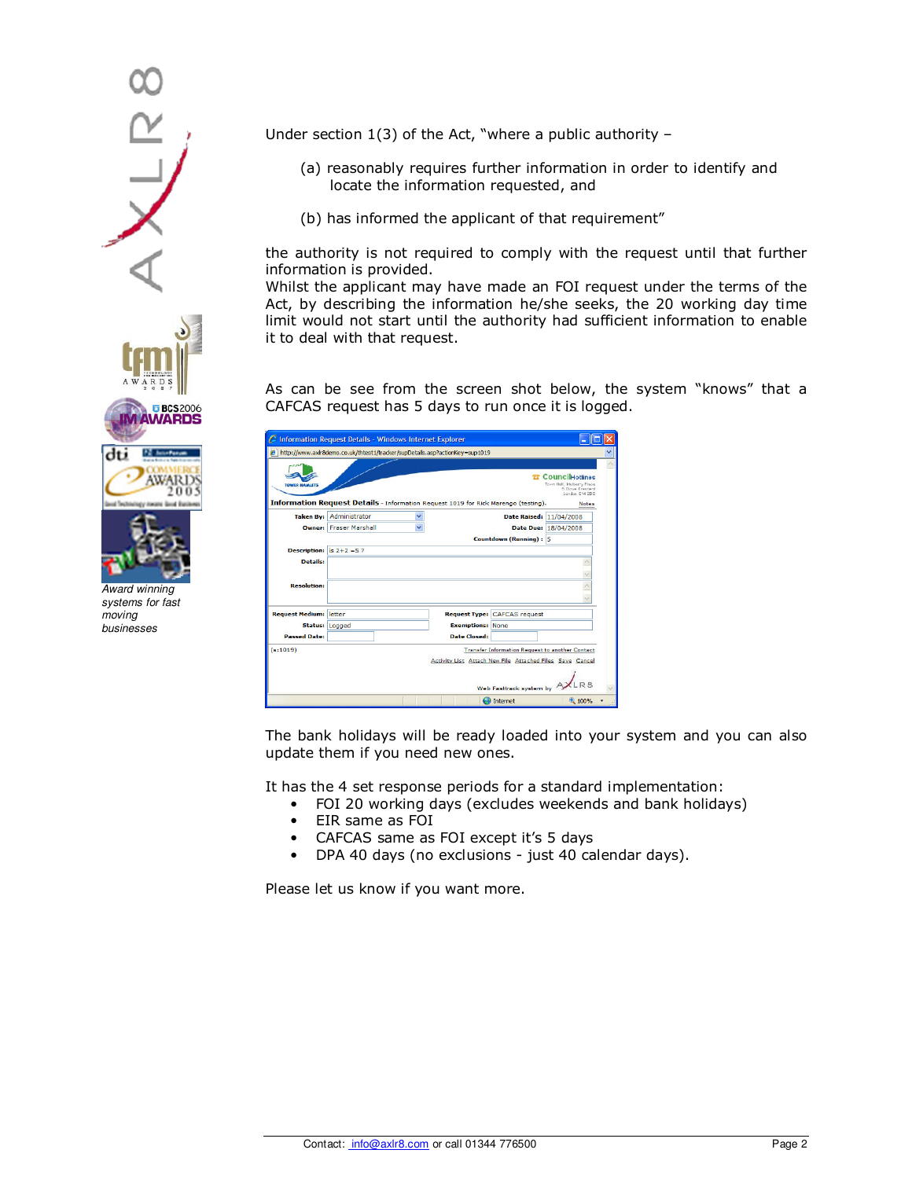Under section 1(3) of the Act, "where a public authority –

(a) reasonably requires further information in order to identify and locate the information requested, and

(b) has informed the applicant of that requirement"

the authority is not required to comply with the request until that further information is provided.
Whilst the applicant may have made an FOI request under the terms of the Act, by describing the information he/she seeks, the 20 working day time limit would not start until the authority had sufficient information to enable it to deal with that request.

As can be see from the screen shot below, the system "knows" that a CAFCAS request has 5 days to run once it is logged.

The bank holidays will be ready loaded into your system and you can also update them if you need new ones.

It has the 4 set response periods for a standard implementation:

- FOI 20 working days (excludes weekends and bank holidays)
- EIR same as FOI
- CAFCAS same as FOI except it's 5 days
- DPA 40 days (no exclusions - just 40 calendar days).

Please let us know if you want more.

*Award winning systems for fast moving businesses*

Contact: info@axlr8.com or call 01344 776500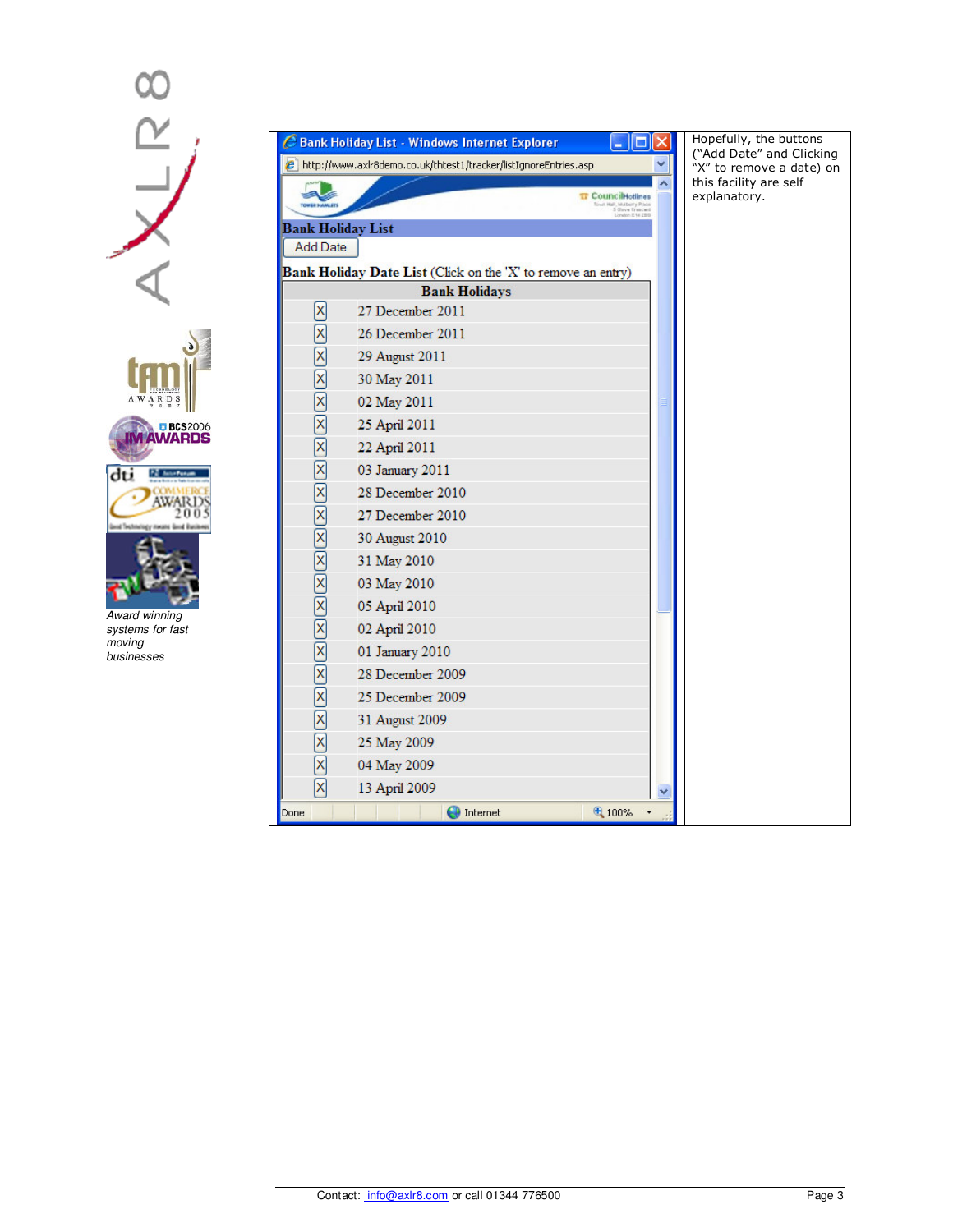Award winning systems for fast moving businesses

| | |
|---|---|
| Bank Holiday List - Windows Internet Explorer<br>http://www.axlr8demo.co.uk/thtest1/tracker/listIgnoreEntries.asp<br>**Bank Holiday List**<br>Add Date<br>**Bank Holiday Date List** (Click on the 'X' to remove an entry)<br>**Bank Holidays**<br>X 27 December 2011<br>X 26 December 2011<br>X 29 August 2011<br>X 30 May 2011<br>X 02 May 2011<br>X 25 April 2011<br>X 22 April 2011<br>X 03 January 2011<br>X 28 December 2010<br>X 27 December 2010<br>X 30 August 2010<br>X 31 May 2010<br>X 03 May 2010<br>X 05 April 2010<br>X 02 April 2010<br>X 01 January 2010<br>X 28 December 2009<br>X 25 December 2009<br>X 31 August 2009<br>X 25 May 2009<br>X 04 May 2009<br>X 13 April 2009<br>Done Internet 100% | Hopefully, the buttons ("Add Date" and Clicking "X" to remove a date) on this facility are self explanatory. |

Contact: info@axlr8.com or call 01344 776500